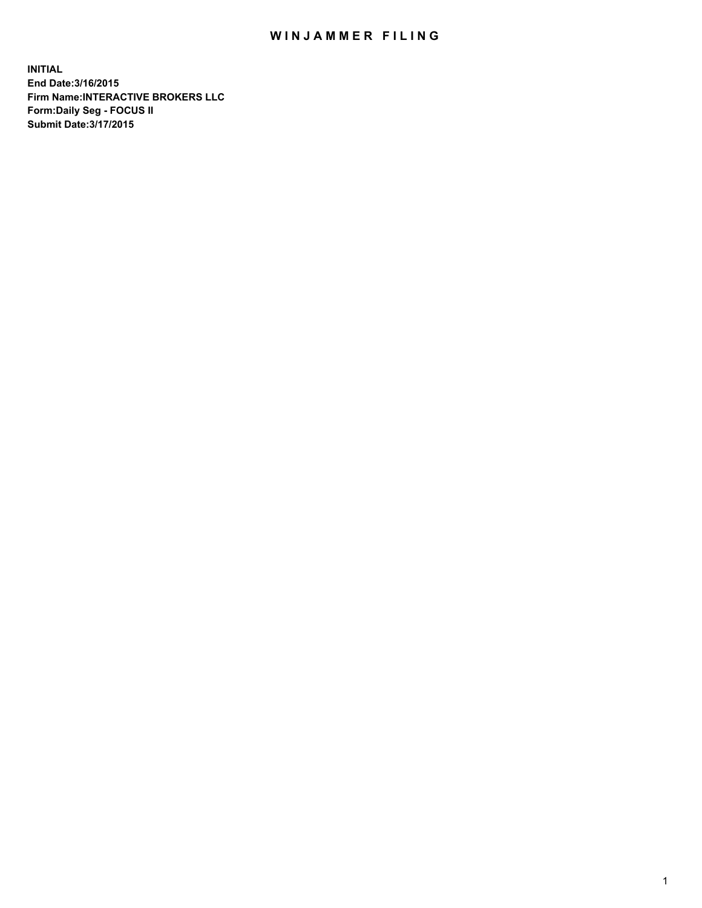# WINJAMMER FILING

**INITIAL**
**End Date:3/16/2015**
**Firm Name:INTERACTIVE BROKERS LLC**
**Form:Daily Seg - FOCUS II**
**Submit Date:3/17/2015**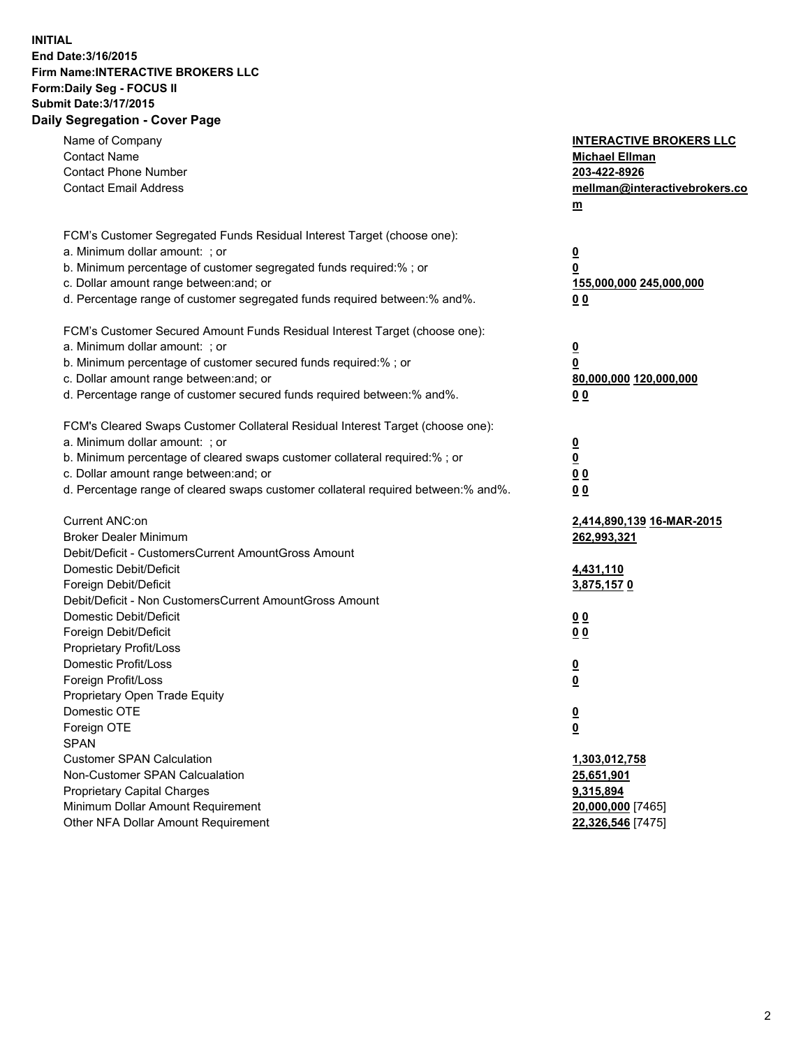**INITIAL**
**End Date:3/16/2015**
**Firm Name:INTERACTIVE BROKERS LLC**
**Form:Daily Seg - FOCUS II**
**Submit Date:3/17/2015**
**Daily Segregation - Cover Page**

| | |
|---|---|
| Name of Company | **INTERACTIVE BROKERS LLC** |
| Contact Name | **Michael Ellman** |
| Contact Phone Number | **203-422-8926** |
| Contact Email Address | **mellman@interactivebrokers.com** |
| FCM's Customer Segregated Funds Residual Interest Target (choose one): | |
| a. Minimum dollar amount: ; or | **0** |
| b. Minimum percentage of customer segregated funds required:% ; or | **0** |
| c. Dollar amount range between:and; or | **155,000,000** **245,000,000** |
| d. Percentage range of customer segregated funds required between:% and%. | **0** **0** |
| FCM's Customer Secured Amount Funds Residual Interest Target (choose one): | |
| a. Minimum dollar amount: ; or | **0** |
| b. Minimum percentage of customer secured funds required:% ; or | **0** |
| c. Dollar amount range between:and; or | **80,000,000** **120,000,000** |
| d. Percentage range of customer secured funds required between:% and%. | **0** **0** |
| FCM's Cleared Swaps Customer Collateral Residual Interest Target (choose one): | |
| a. Minimum dollar amount: ; or | **0** |
| b. Minimum percentage of cleared swaps customer collateral required:% ; or | **0** |
| c. Dollar amount range between:and; or | **0** **0** |
| d. Percentage range of cleared swaps customer collateral required between:% and%. | **0** **0** |
| Current ANC:on | **2,414,890,139** **16-MAR-2015** |
| Broker Dealer Minimum | **262,993,321** |
| Debit/Deficit - CustomersCurrent AmountGross Amount | |
| Domestic Debit/Deficit | **4,431,110** |
| Foreign Debit/Deficit | **3,875,157** **0** |
| Debit/Deficit - Non CustomersCurrent AmountGross Amount | |
| Domestic Debit/Deficit | **0** **0** |
| Foreign Debit/Deficit | **0** **0** |
| Proprietary Profit/Loss | |
| Domestic Profit/Loss | **0** |
| Foreign Profit/Loss | **0** |
| Proprietary Open Trade Equity | |
| Domestic OTE | **0** |
| Foreign OTE | **0** |
| SPAN | |
| Customer SPAN Calculation | **1,303,012,758** |
| Non-Customer SPAN Calcualation | **25,651,901** |
| Proprietary Capital Charges | **9,315,894** |
| Minimum Dollar Amount Requirement | **20,000,000** [7465] |
| Other NFA Dollar Amount Requirement | **22,326,546** [7475] |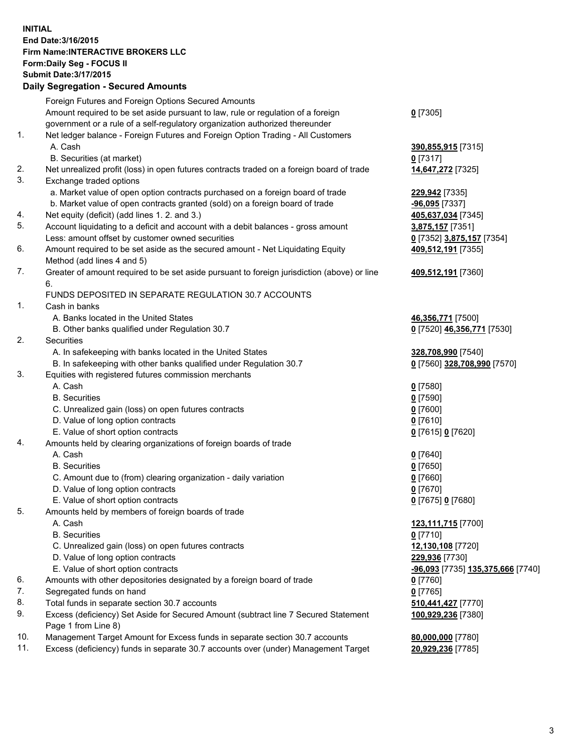**INITIAL**
**End Date:3/16/2015**
**Firm Name:INTERACTIVE BROKERS LLC**
**Form:Daily Seg - FOCUS II**
**Submit Date:3/17/2015**

## Daily Segregation - Secured Amounts

| | | |
|---|---|---|
| | Foreign Futures and Foreign Options Secured Amounts | |
| | Amount required to be set aside pursuant to law, rule or regulation of a foreign government or a rule of a self-regulatory organization authorized thereunder | **0** [7305] |
| 1. | Net ledger balance - Foreign Futures and Foreign Option Trading - All Customers | |
| | A. Cash | **390,855,915** [7315] |
| | B. Securities (at market) | **0** [7317] |
| 2. | Net unrealized profit (loss) in open futures contracts traded on a foreign board of trade | **14,647,272** [7325] |
| 3. | Exchange traded options | |
| | a. Market value of open option contracts purchased on a foreign board of trade | **229,942** [7335] |
| | b. Market value of open contracts granted (sold) on a foreign board of trade | **-96,095** [7337] |
| 4. | Net equity (deficit) (add lines 1. 2. and 3.) | **405,637,034** [7345] |
| 5. | Account liquidating to a deficit and account with a debit balances - gross amount | **3,875,157** [7351] |
| | Less: amount offset by customer owned securities | **0** [7352] **3,875,157** [7354] |
| 6. | Amount required to be set aside as the secured amount - Net Liquidating Equity Method (add lines 4 and 5) | **409,512,191** [7355] |
| 7. | Greater of amount required to be set aside pursuant to foreign jurisdiction (above) or line 6. | **409,512,191** [7360] |
| | FUNDS DEPOSITED IN SEPARATE REGULATION 30.7 ACCOUNTS | |
| 1. | Cash in banks | |
| | A. Banks located in the United States | **46,356,771** [7500] |
| | B. Other banks qualified under Regulation 30.7 | **0** [7520] **46,356,771** [7530] |
| 2. | Securities | |
| | A. In safekeeping with banks located in the United States | **328,708,990** [7540] |
| | B. In safekeeping with other banks qualified under Regulation 30.7 | **0** [7560] **328,708,990** [7570] |
| 3. | Equities with registered futures commission merchants | |
| | A. Cash | **0** [7580] |
| | B. Securities | **0** [7590] |
| | C. Unrealized gain (loss) on open futures contracts | **0** [7600] |
| | D. Value of long option contracts | **0** [7610] |
| | E. Value of short option contracts | **0** [7615] **0** [7620] |
| 4. | Amounts held by clearing organizations of foreign boards of trade | |
| | A. Cash | **0** [7640] |
| | B. Securities | **0** [7650] |
| | C. Amount due to (from) clearing organization - daily variation | **0** [7660] |
| | D. Value of long option contracts | **0** [7670] |
| | E. Value of short option contracts | **0** [7675] **0** [7680] |
| 5. | Amounts held by members of foreign boards of trade | |
| | A. Cash | **123,111,715** [7700] |
| | B. Securities | **0** [7710] |
| | C. Unrealized gain (loss) on open futures contracts | **12,130,108** [7720] |
| | D. Value of long option contracts | **229,936** [7730] |
| | E. Value of short option contracts | **-96,093** [7735] **135,375,666** [7740] |
| 6. | Amounts with other depositories designated by a foreign board of trade | **0** [7760] |
| 7. | Segregated funds on hand | **0** [7765] |
| 8. | Total funds in separate section 30.7 accounts | **510,441,427** [7770] |
| 9. | Excess (deficiency) Set Aside for Secured Amount (subtract line 7 Secured Statement Page 1 from Line 8) | **100,929,236** [7380] |
| 10. | Management Target Amount for Excess funds in separate section 30.7 accounts | **80,000,000** [7780] |
| 11. | Excess (deficiency) funds in separate 30.7 accounts over (under) Management Target | **20,929,236** [7785] |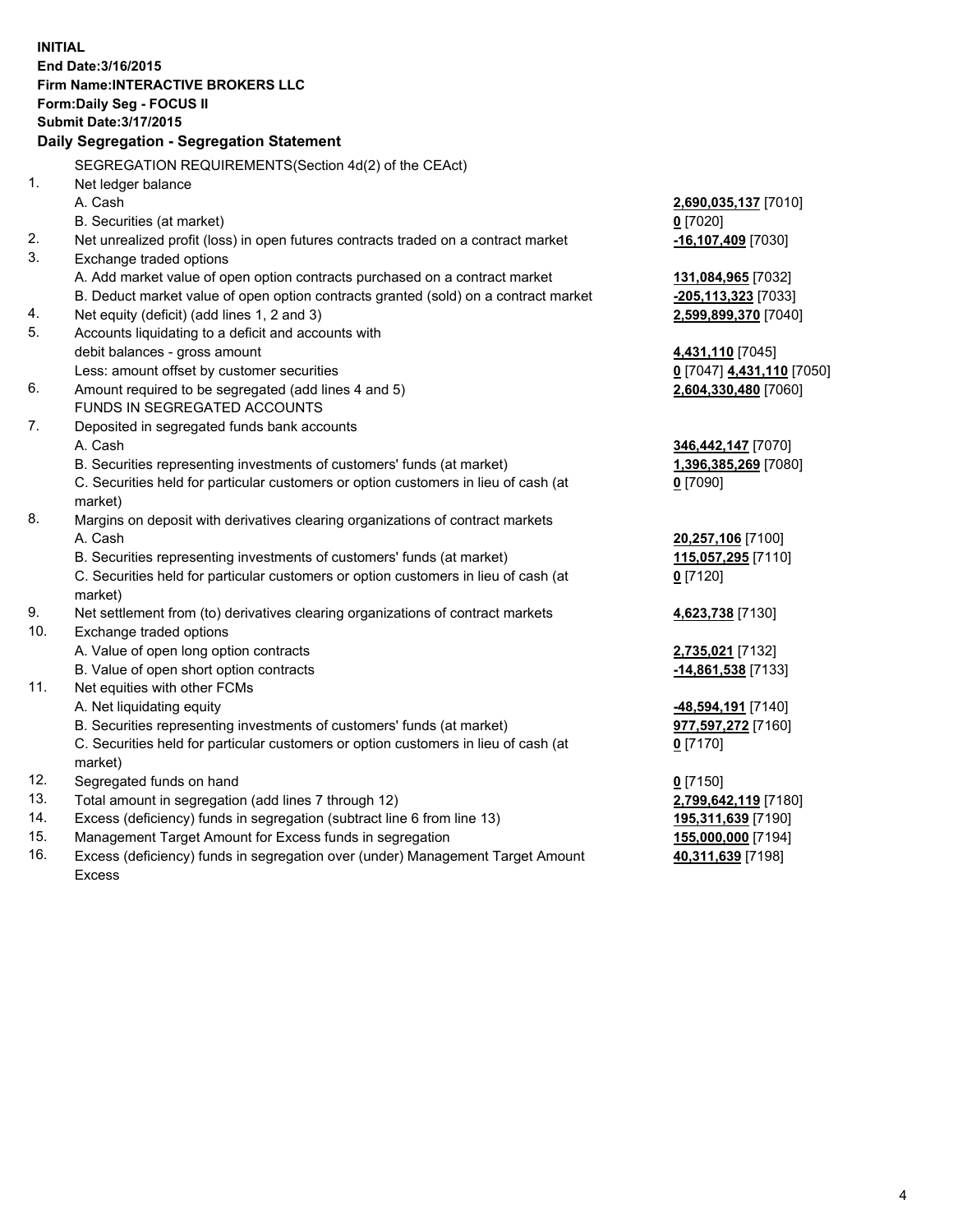**INITIAL**
**End Date:3/16/2015**
**Firm Name:INTERACTIVE BROKERS LLC**
**Form:Daily Seg - FOCUS II**
**Submit Date:3/17/2015**

## Daily Segregation - Segregation Statement

| | | |
|---|---|---|
| | SEGREGATION REQUIREMENTS(Section 4d(2) of the CEAct) | |
| 1. | Net ledger balance | |
| | A. Cash | **2,690,035,137** [7010] |
| | B. Securities (at market) | **0** [7020] |
| 2. | Net unrealized profit (loss) in open futures contracts traded on a contract market | **-16,107,409** [7030] |
| 3. | Exchange traded options | |
| | A. Add market value of open option contracts purchased on a contract market | **131,084,965** [7032] |
| | B. Deduct market value of open option contracts granted (sold) on a contract market | **-205,113,323** [7033] |
| 4. | Net equity (deficit) (add lines 1, 2 and 3) | **2,599,899,370** [7040] |
| 5. | Accounts liquidating to a deficit and accounts with | |
| | debit balances - gross amount | **4,431,110** [7045] |
| | Less: amount offset by customer securities | **0** [7047] **4,431,110** [7050] |
| 6. | Amount required to be segregated (add lines 4 and 5) | **2,604,330,480** [7060] |
| | FUNDS IN SEGREGATED ACCOUNTS | |
| 7. | Deposited in segregated funds bank accounts | |
| | A. Cash | **346,442,147** [7070] |
| | B. Securities representing investments of customers' funds (at market) | **1,396,385,269** [7080] |
| | C. Securities held for particular customers or option customers in lieu of cash (at market) | **0** [7090] |
| 8. | Margins on deposit with derivatives clearing organizations of contract markets | |
| | A. Cash | **20,257,106** [7100] |
| | B. Securities representing investments of customers' funds (at market) | **115,057,295** [7110] |
| | C. Securities held for particular customers or option customers in lieu of cash (at market) | **0** [7120] |
| 9. | Net settlement from (to) derivatives clearing organizations of contract markets | **4,623,738** [7130] |
| 10. | Exchange traded options | |
| | A. Value of open long option contracts | **2,735,021** [7132] |
| | B. Value of open short option contracts | **-14,861,538** [7133] |
| 11. | Net equities with other FCMs | |
| | A. Net liquidating equity | **-48,594,191** [7140] |
| | B. Securities representing investments of customers' funds (at market) | **977,597,272** [7160] |
| | C. Securities held for particular customers or option customers in lieu of cash (at market) | **0** [7170] |
| 12. | Segregated funds on hand | **0** [7150] |
| 13. | Total amount in segregation (add lines 7 through 12) | **2,799,642,119** [7180] |
| 14. | Excess (deficiency) funds in segregation (subtract line 6 from line 13) | **195,311,639** [7190] |
| 15. | Management Target Amount for Excess funds in segregation | **155,000,000** [7194] |
| 16. | Excess (deficiency) funds in segregation over (under) Management Target Amount Excess | **40,311,639** [7198] |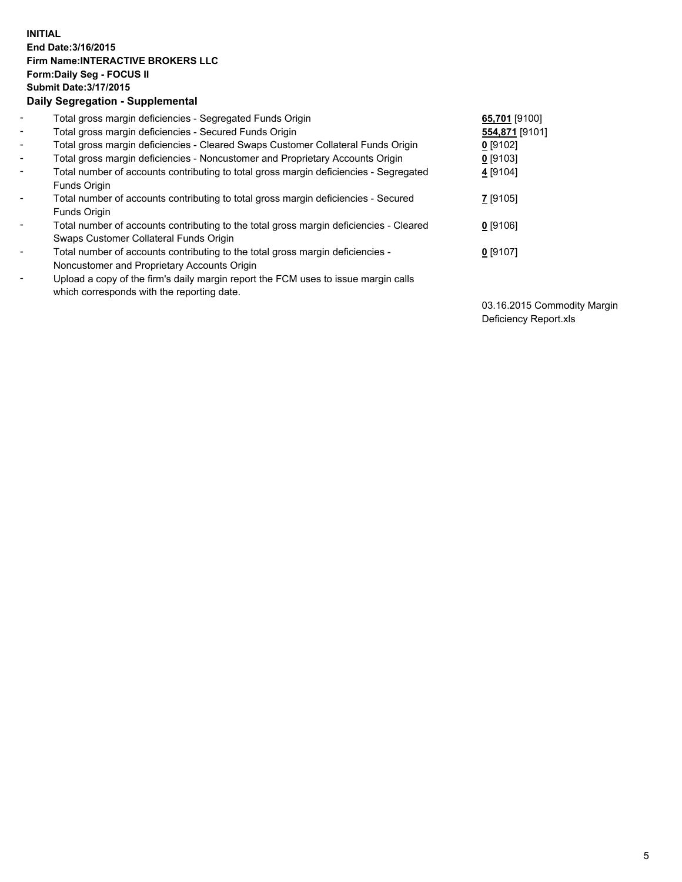**INITIAL**
**End Date:3/16/2015**
**Firm Name:INTERACTIVE BROKERS LLC**
**Form:Daily Seg - FOCUS II**
**Submit Date:3/17/2015**
**Daily Segregation - Supplemental**

| | | |
|---|---|---|
| - | Total gross margin deficiencies - Segregated Funds Origin | **65,701** [9100] |
| - | Total gross margin deficiencies - Secured Funds Origin | **554,871** [9101] |
| - | Total gross margin deficiencies - Cleared Swaps Customer Collateral Funds Origin | **0** [9102] |
| - | Total gross margin deficiencies - Noncustomer and Proprietary Accounts Origin | **0** [9103] |
| - | Total number of accounts contributing to total gross margin deficiencies - Segregated Funds Origin | **4** [9104] |
| - | Total number of accounts contributing to total gross margin deficiencies - Secured Funds Origin | **7** [9105] |
| - | Total number of accounts contributing to the total gross margin deficiencies - Cleared Swaps Customer Collateral Funds Origin | **0** [9106] |
| - | Total number of accounts contributing to the total gross margin deficiencies - Noncustomer and Proprietary Accounts Origin | **0** [9107] |
| - | Upload a copy of the firm's daily margin report the FCM uses to issue margin calls which corresponds with the reporting date. | 03.16.2015 Commodity Margin Deficiency Report.xls |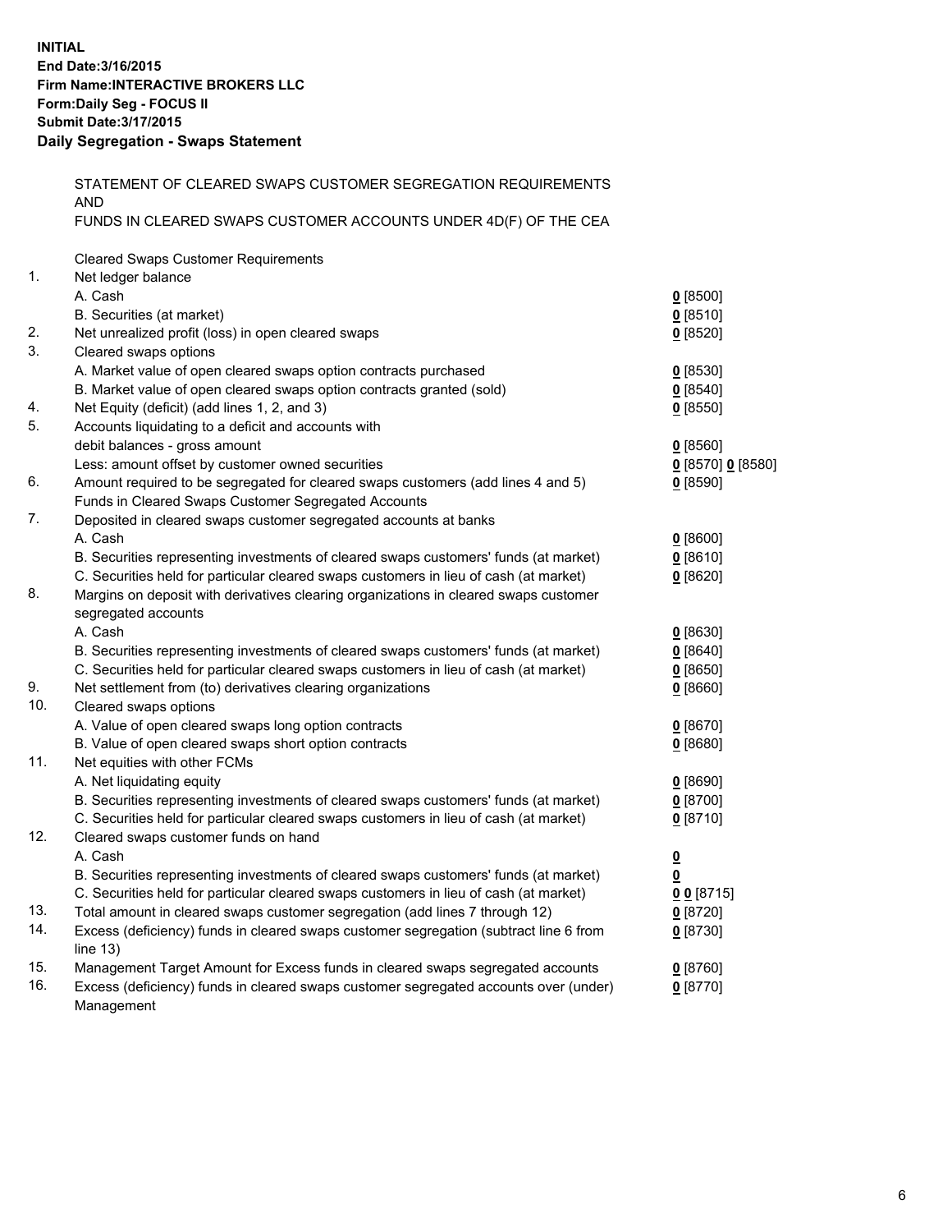**INITIAL**
**End Date:3/16/2015**
**Firm Name:INTERACTIVE BROKERS LLC**
**Form:Daily Seg - FOCUS II**
**Submit Date:3/17/2015**
**Daily Segregation - Swaps Statement**

STATEMENT OF CLEARED SWAPS CUSTOMER SEGREGATION REQUIREMENTS
AND
FUNDS IN CLEARED SWAPS CUSTOMER ACCOUNTS UNDER 4D(F) OF THE CEA

| | | |
|---|---|---|
| | Cleared Swaps Customer Requirements | |
| 1. | Net ledger balance | |
| | A. Cash | 0 [8500] |
| | B. Securities (at market) | 0 [8510] |
| 2. | Net unrealized profit (loss) in open cleared swaps | 0 [8520] |
| 3. | Cleared swaps options | |
| | A. Market value of open cleared swaps option contracts purchased | 0 [8530] |
| | B. Market value of open cleared swaps option contracts granted (sold) | 0 [8540] |
| 4. | Net Equity (deficit) (add lines 1, 2, and 3) | 0 [8550] |
| 5. | Accounts liquidating to a deficit and accounts with | |
| | debit balances - gross amount | 0 [8560] |
| | Less: amount offset by customer owned securities | 0 [8570] 0 [8580] |
| 6. | Amount required to be segregated for cleared swaps customers (add lines 4 and 5) | 0 [8590] |
| | Funds in Cleared Swaps Customer Segregated Accounts | |
| 7. | Deposited in cleared swaps customer segregated accounts at banks | |
| | A. Cash | 0 [8600] |
| | B. Securities representing investments of cleared swaps customers' funds (at market) | 0 [8610] |
| | C. Securities held for particular cleared swaps customers in lieu of cash (at market) | 0 [8620] |
| 8. | Margins on deposit with derivatives clearing organizations in cleared swaps customer segregated accounts | |
| | A. Cash | 0 [8630] |
| | B. Securities representing investments of cleared swaps customers' funds (at market) | 0 [8640] |
| | C. Securities held for particular cleared swaps customers in lieu of cash (at market) | 0 [8650] |
| 9. | Net settlement from (to) derivatives clearing organizations | 0 [8660] |
| 10. | Cleared swaps options | |
| | A. Value of open cleared swaps long option contracts | 0 [8670] |
| | B. Value of open cleared swaps short option contracts | 0 [8680] |
| 11. | Net equities with other FCMs | |
| | A. Net liquidating equity | 0 [8690] |
| | B. Securities representing investments of cleared swaps customers' funds (at market) | 0 [8700] |
| | C. Securities held for particular cleared swaps customers in lieu of cash (at market) | 0 [8710] |
| 12. | Cleared swaps customer funds on hand | |
| | A. Cash | 0 |
| | B. Securities representing investments of cleared swaps customers' funds (at market) | 0 |
| | C. Securities held for particular cleared swaps customers in lieu of cash (at market) | 0 0 [8715] |
| 13. | Total amount in cleared swaps customer segregation (add lines 7 through 12) | 0 [8720] |
| 14. | Excess (deficiency) funds in cleared swaps customer segregation (subtract line 6 from line 13) | 0 [8730] |
| 15. | Management Target Amount for Excess funds in cleared swaps segregated accounts | 0 [8760] |
| 16. | Excess (deficiency) funds in cleared swaps customer segregated accounts over (under) Management | 0 [8770] |